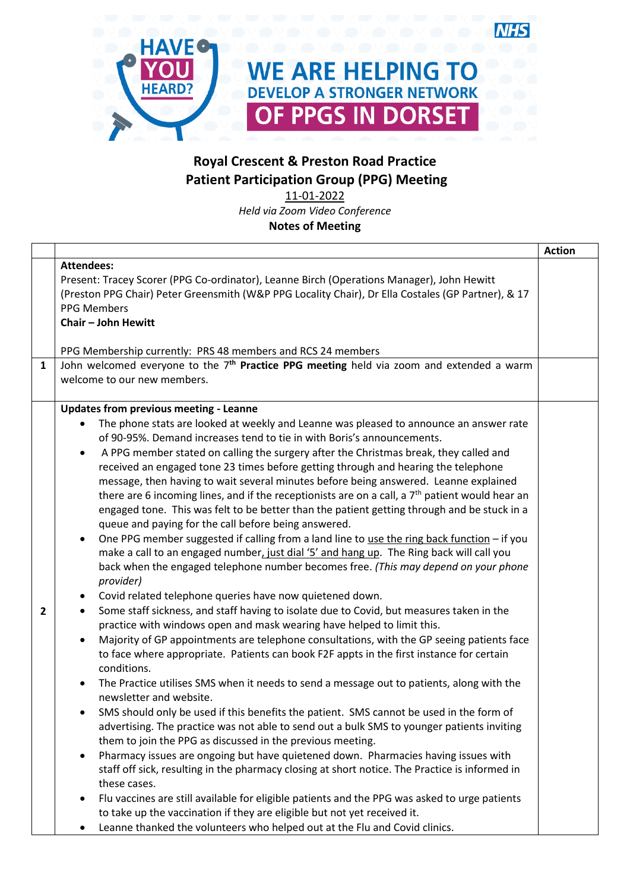HAVE YOU HEARD?

WE ARE HELPING TO DEVELOP A STRONGER NETWORK OF PPGS IN DORSET

NHS

# Royal Crescent & Preston Road Practice
## Patient Participation Group (PPG) Meeting

11-01-2022

*Held via Zoom Video Conference*

**Notes of Meeting**

| | | Action |
|---|---|---|
| | **Attendees:**<br>Present: Tracey Scorer (PPG Co-ordinator), Leanne Birch (Operations Manager), John Hewitt (Preston PPG Chair) Peter Greensmith (W&P PPG Locality Chair), Dr Ella Costales (GP Partner), & 17 PPG Members<br>**Chair – John Hewitt**<br><br>PPG Membership currently: PRS 48 members and RCS 24 members | |
| 1 | John welcomed everyone to the 7th **Practice PPG meeting** held via zoom and extended a warm welcome to our new members. | |
| 2 | **Updates from previous meeting - Leanne**<br>• The phone stats are looked at weekly and Leanne was pleased to announce an answer rate of 90-95%. Demand increases tend to tie in with Boris's announcements.<br>• A PPG member stated on calling the surgery after the Christmas break, they called and received an engaged tone 23 times before getting through and hearing the telephone message, then having to wait several minutes before being answered. Leanne explained there are 6 incoming lines, and if the receptionists are on a call, a 7th patient would hear an engaged tone. This was felt to be better than the patient getting through and be stuck in a queue and paying for the call before being answered.<br>• One PPG member suggested if calling from a land line to use the ring back function – if you make a call to an engaged number, just dial '5' and hang up. The Ring back will call you back when the engaged telephone number becomes free. *(This may depend on your phone provider)*<br>• Covid related telephone queries have now quietened down.<br>• Some staff sickness, and staff having to isolate due to Covid, but measures taken in the practice with windows open and mask wearing have helped to limit this.<br>• Majority of GP appointments are telephone consultations, with the GP seeing patients face to face where appropriate. Patients can book F2F appts in the first instance for certain conditions.<br>• The Practice utilises SMS when it needs to send a message out to patients, along with the newsletter and website.<br>• SMS should only be used if this benefits the patient. SMS cannot be used in the form of advertising. The practice was not able to send out a bulk SMS to younger patients inviting them to join the PPG as discussed in the previous meeting.<br>• Pharmacy issues are ongoing but have quietened down. Pharmacies having issues with staff off sick, resulting in the pharmacy closing at short notice. The Practice is informed in these cases.<br>• Flu vaccines are still available for eligible patients and the PPG was asked to urge patients to take up the vaccination if they are eligible but not yet received it.<br>• Leanne thanked the volunteers who helped out at the Flu and Covid clinics. | |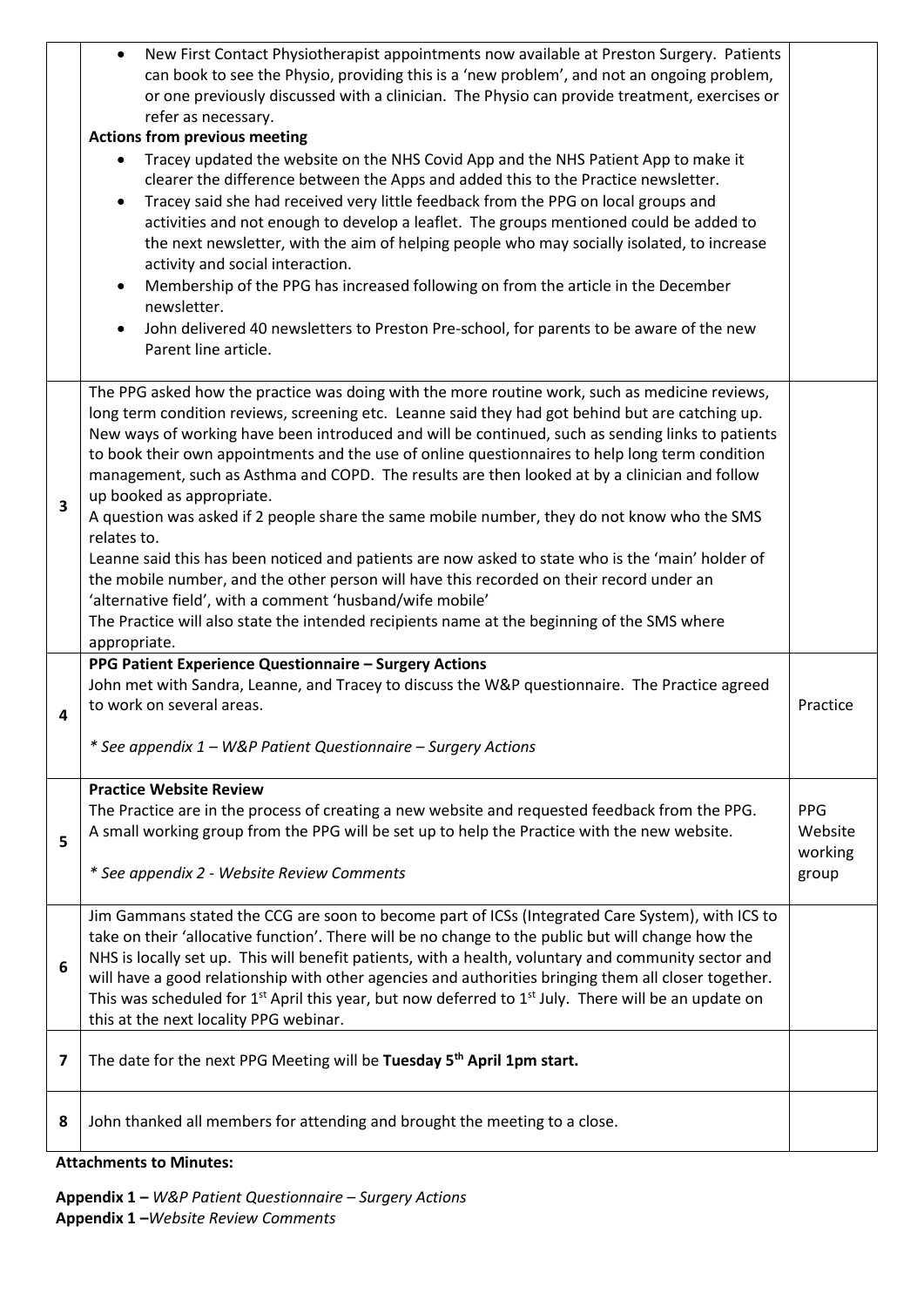| | | |
|---|---|---|
| | • New First Contact Physiotherapist appointments now available at Preston Surgery. Patients can book to see the Physio, providing this is a 'new problem', and not an ongoing problem, or one previously discussed with a clinician. The Physio can provide treatment, exercises or refer as necessary.<br>**Actions from previous meeting**<br>• Tracey updated the website on the NHS Covid App and the NHS Patient App to make it clearer the difference between the Apps and added this to the Practice newsletter.<br>• Tracey said she had received very little feedback from the PPG on local groups and activities and not enough to develop a leaflet. The groups mentioned could be added to the next newsletter, with the aim of helping people who may socially isolated, to increase activity and social interaction.<br>• Membership of the PPG has increased following on from the article in the December newsletter.<br>• John delivered 40 newsletters to Preston Pre-school, for parents to be aware of the new Parent line article. | |
| **3** | The PPG asked how the practice was doing with the more routine work, such as medicine reviews, long term condition reviews, screening etc. Leanne said they had got behind but are catching up. New ways of working have been introduced and will be continued, such as sending links to patients to book their own appointments and the use of online questionnaires to help long term condition management, such as Asthma and COPD. The results are then looked at by a clinician and follow up booked as appropriate.<br>A question was asked if 2 people share the same mobile number, they do not know who the SMS relates to.<br>Leanne said this has been noticed and patients are now asked to state who is the 'main' holder of the mobile number, and the other person will have this recorded on their record under an 'alternative field', with a comment 'husband/wife mobile'<br>The Practice will also state the intended recipients name at the beginning of the SMS where appropriate. | |
| **4** | **PPG Patient Experience Questionnaire – Surgery Actions**<br>John met with Sandra, Leanne, and Tracey to discuss the W&P questionnaire. The Practice agreed to work on several areas.<br><br>*\* See appendix 1 – W&P Patient Questionnaire – Surgery Actions* | Practice |
| **5** | **Practice Website Review**<br>The Practice are in the process of creating a new website and requested feedback from the PPG. A small working group from the PPG will be set up to help the Practice with the new website.<br><br>*\* See appendix 2 - Website Review Comments* | PPG Website working group |
| **6** | Jim Gammans stated the CCG are soon to become part of ICSs (Integrated Care System), with ICS to take on their 'allocative function'. There will be no change to the public but will change how the NHS is locally set up. This will benefit patients, with a health, voluntary and community sector and will have a good relationship with other agencies and authorities bringing them all closer together. This was scheduled for 1st April this year, but now deferred to 1st July. There will be an update on this at the next locality PPG webinar. | |
| **7** | The date for the next PPG Meeting will be **Tuesday 5th April 1pm start.** | |
| **8** | John thanked all members for attending and brought the meeting to a close. | |

**Attachments to Minutes:**

**Appendix 1 –** *W&P Patient Questionnaire – Surgery Actions*
**Appendix 1 –***Website Review Comments*